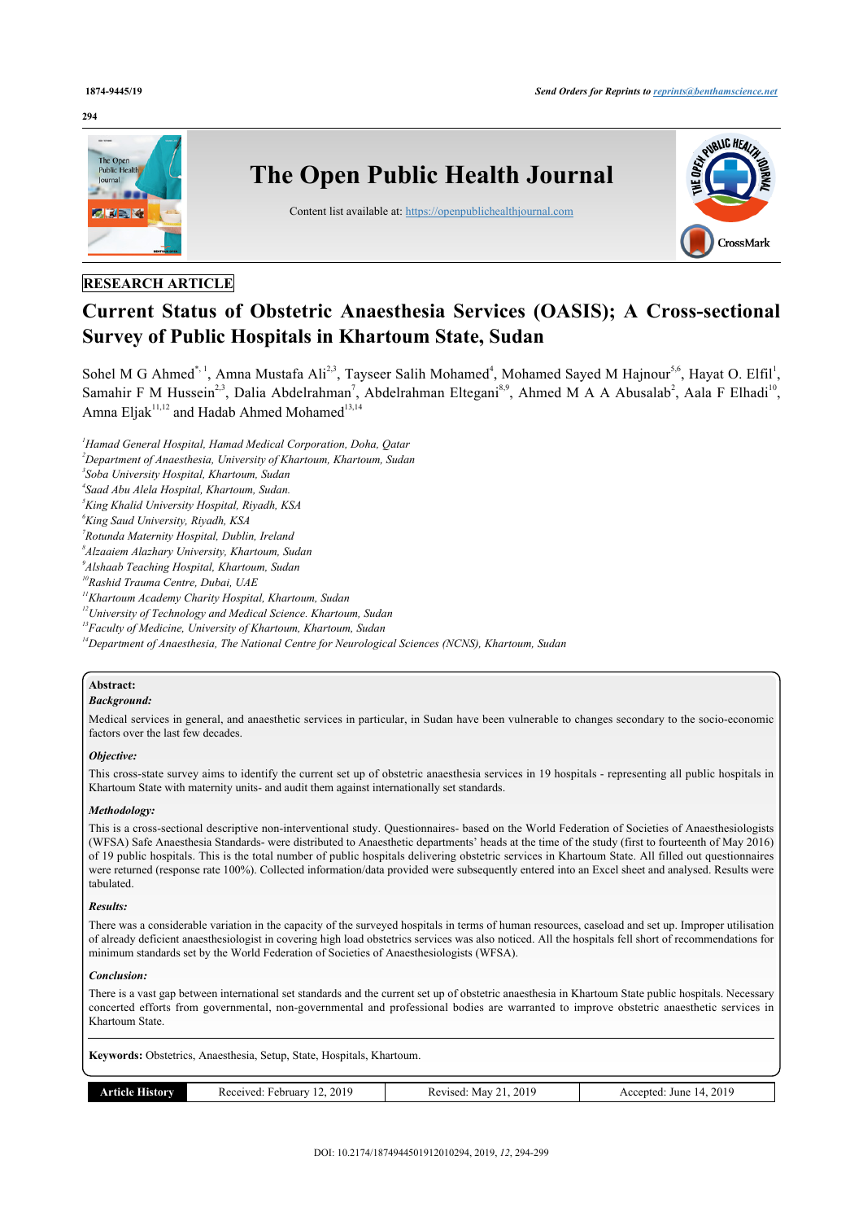RESEARCH ARTICLE

# Current Status of Obstetric Anaesthesia Services (OASIS); A Cross-sectional Survey of Public Hospitals in Khartoum State, Sudan

Sohel M G Ahmed[*,1], Amna Mustafa Ali[2,3], Tayseer Salih Mohamed[4], Mohamed Sayed M Hajnour[5,6], Hayat O. Elfil[1], Samahir F M Hussein[2,3], Dalia Abdelrahman[7], Abdelrahman Eltegani[8,9], Ahmed M A A Abusalab[2], Aala F Elhadi[10], Amna Eljak[11,12] and Hadab Ahmed Mohamed[13,14]

[1]*Hamad General Hospital, Hamad Medical Corporation, Doha, Qatar*
[2]*Department of Anaesthesia, University of Khartoum, Khartoum, Sudan*
[3]*Soba University Hospital, Khartoum, Sudan*
[4]*Saad Abu Alela Hospital, Khartoum, Sudan.*
[5]*King Khalid University Hospital, Riyadh, KSA*
[6]*King Saud University, Riyadh, KSA*
[7]*Rotunda Maternity Hospital, Dublin, Ireland*
[8]*Alzaaiem Alazhary University, Khartoum, Sudan*
[9]*Alshaab Teaching Hospital, Khartoum, Sudan*
[10]*Rashid Trauma Centre, Dubai, UAE*
[11]*Khartoum Academy Charity Hospital, Khartoum, Sudan*
[12]*University of Technology and Medical Science. Khartoum, Sudan*
[13]*Faculty of Medicine, University of Khartoum, Khartoum, Sudan*
[14]*Department of Anaesthesia, The National Centre for Neurological Sciences (NCNS), Khartoum, Sudan*

**Abstract:**

***Background:***

Medical services in general, and anaesthetic services in particular, in Sudan have been vulnerable to changes secondary to the socio-economic factors over the last few decades.

***Objective:***

This cross-state survey aims to identify the current set up of obstetric anaesthesia services in 19 hospitals - representing all public hospitals in Khartoum State with maternity units- and audit them against internationally set standards.

***Methodology:***

This is a cross-sectional descriptive non-interventional study. Questionnaires- based on the World Federation of Societies of Anaesthesiologists (WFSA) Safe Anaesthesia Standards- were distributed to Anaesthetic departments' heads at the time of the study (first to fourteenth of May 2016) of 19 public hospitals. This is the total number of public hospitals delivering obstetric services in Khartoum State. All filled out questionnaires were returned (response rate 100%). Collected information/data provided were subsequently entered into an Excel sheet and analysed. Results were tabulated.

***Results:***

There was a considerable variation in the capacity of the surveyed hospitals in terms of human resources, caseload and set up. Improper utilisation of already deficient anaesthesiologist in covering high load obstetrics services was also noticed. All the hospitals fell short of recommendations for minimum standards set by the World Federation of Societies of Anaesthesiologists (WFSA).

***Conclusion:***

There is a vast gap between international set standards and the current set up of obstetric anaesthesia in Khartoum State public hospitals. Necessary concerted efforts from governmental, non-governmental and professional bodies are warranted to improve obstetric anaesthetic services in Khartoum State.

**Keywords:** Obstetrics, Anaesthesia, Setup, State, Hospitals, Khartoum.

| Article History | Received: February 12, 2019 | Revised: May 21, 2019 | Accepted: June 14, 2019 |
| --- | --- | --- | --- |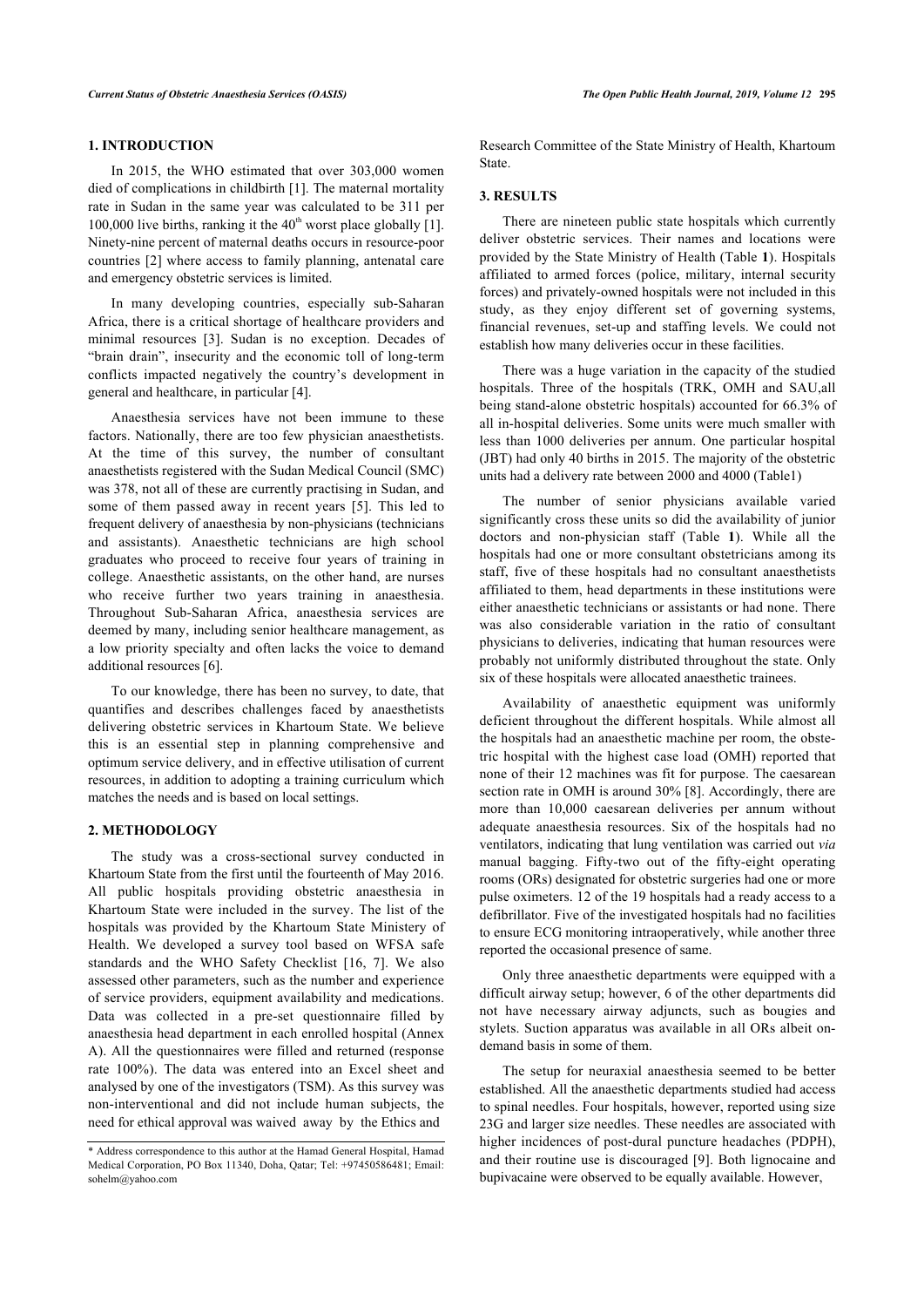## 1. INTRODUCTION

In 2015, the WHO estimated that over 303,000 women died of complications in childbirth [1]. The maternal mortality rate in Sudan in the same year was calculated to be 311 per 100,000 live births, ranking it the 40th worst place globally [1]. Ninety-nine percent of maternal deaths occurs in resource-poor countries [2] where access to family planning, antenatal care and emergency obstetric services is limited.

In many developing countries, especially sub-Saharan Africa, there is a critical shortage of healthcare providers and minimal resources [3]. Sudan is no exception. Decades of "brain drain", insecurity and the economic toll of long-term conflicts impacted negatively the country's development in general and healthcare, in particular [4].

Anaesthesia services have not been immune to these factors. Nationally, there are too few physician anaesthetists. At the time of this survey, the number of consultant anaesthetists registered with the Sudan Medical Council (SMC) was 378, not all of these are currently practising in Sudan, and some of them passed away in recent years [5]. This led to frequent delivery of anaesthesia by non-physicians (technicians and assistants). Anaesthetic technicians are high school graduates who proceed to receive four years of training in college. Anaesthetic assistants, on the other hand, are nurses who receive further two years training in anaesthesia. Throughout Sub-Saharan Africa, anaesthesia services are deemed by many, including senior healthcare management, as a low priority specialty and often lacks the voice to demand additional resources [6].

To our knowledge, there has been no survey, to date, that quantifies and describes challenges faced by anaesthetists delivering obstetric services in Khartoum State. We believe this is an essential step in planning comprehensive and optimum service delivery, and in effective utilisation of current resources, in addition to adopting a training curriculum which matches the needs and is based on local settings.

## 2. METHODOLOGY

The study was a cross-sectional survey conducted in Khartoum State from the first until the fourteenth of May 2016. All public hospitals providing obstetric anaesthesia in Khartoum State were included in the survey. The list of the hospitals was provided by the Khartoum State Ministery of Health. We developed a survey tool based on WFSA safe standards and the WHO Safety Checklist [16, 7]. We also assessed other parameters, such as the number and experience of service providers, equipment availability and medications. Data was collected in a pre-set questionnaire filled by anaesthesia head department in each enrolled hospital (Annex A). All the questionnaires were filled and returned (response rate 100%). The data was entered into an Excel sheet and analysed by one of the investigators (TSM). As this survey was non-interventional and did not include human subjects, the need for ethical approval was waived away by the Ethics and Research Committee of the State Ministry of Health, Khartoum State.

## 3. RESULTS

There are nineteen public state hospitals which currently deliver obstetric services. Their names and locations were provided by the State Ministry of Health (Table **1**). Hospitals affiliated to armed forces (police, military, internal security forces) and privately-owned hospitals were not included in this study, as they enjoy different set of governing systems, financial revenues, set-up and staffing levels. We could not establish how many deliveries occur in these facilities.

There was a huge variation in the capacity of the studied hospitals. Three of the hospitals (TRK, OMH and SAU,all being stand-alone obstetric hospitals) accounted for 66.3% of all in-hospital deliveries. Some units were much smaller with less than 1000 deliveries per annum. One particular hospital (JBT) had only 40 births in 2015. The majority of the obstetric units had a delivery rate between 2000 and 4000 (Table1)

The number of senior physicians available varied significantly cross these units so did the availability of junior doctors and non-physician staff (Table **1**). While all the hospitals had one or more consultant obstetricians among its staff, five of these hospitals had no consultant anaesthetists affiliated to them, head departments in these institutions were either anaesthetic technicians or assistants or had none. There was also considerable variation in the ratio of consultant physicians to deliveries, indicating that human resources were probably not uniformly distributed throughout the state. Only six of these hospitals were allocated anaesthetic trainees.

Availability of anaesthetic equipment was uniformly deficient throughout the different hospitals. While almost all the hospitals had an anaesthetic machine per room, the obstetric hospital with the highest case load (OMH) reported that none of their 12 machines was fit for purpose. The caesarean section rate in OMH is around 30% [8]. Accordingly, there are more than 10,000 caesarean deliveries per annum without adequate anaesthesia resources. Six of the hospitals had no ventilators, indicating that lung ventilation was carried out *via* manual bagging. Fifty-two out of the fifty-eight operating rooms (ORs) designated for obstetric surgeries had one or more pulse oximeters. 12 of the 19 hospitals had a ready access to a defibrillator. Five of the investigated hospitals had no facilities to ensure ECG monitoring intraoperatively, while another three reported the occasional presence of same.

Only three anaesthetic departments were equipped with a difficult airway setup; however, 6 of the other departments did not have necessary airway adjuncts, such as bougies and stylets. Suction apparatus was available in all ORs albeit on-demand basis in some of them.

The setup for neuraxial anaesthesia seemed to be better established. All the anaesthetic departments studied had access to spinal needles. Four hospitals, however, reported using size 23G and larger size needles. These needles are associated with higher incidences of post-dural puncture headaches (PDPH), and their routine use is discouraged [9]. Both lignocaine and bupivacaine were observed to be equally available. However,

\* Address correspondence to this author at the Hamad General Hospital, Hamad Medical Corporation, PO Box 11340, Doha, Qatar; Tel: +97450586481; Email: sohelm@yahoo.com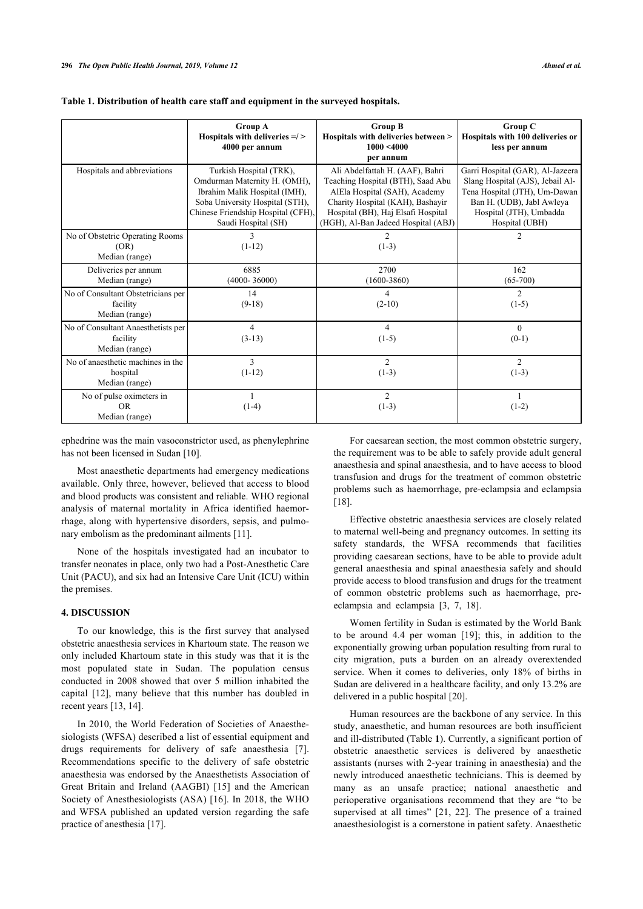**Table 1. Distribution of health care staff and equipment in the surveyed hospitals.**

| | Group A Hospitals with deliveries =/ > 4000 per annum | Group B Hospitals with deliveries between > 1000 <4000 per annum | Group C Hospitals with 100 deliveries or less per annum |
|---|---|---|---|
| Hospitals and abbreviations | Turkish Hospital (TRK), Omdurman Maternity H. (OMH), Ibrahim Malik Hospital (IMH), Soba University Hospital (STH), Chinese Friendship Hospital (CFH), Saudi Hospital (SH) | Ali Abdelfattah H. (AAF), Bahri Teaching Hospital (BTH), Saad Abu AlEla Hospital (SAH), Academy Charity Hospital (KAH), Bashayir Hospital (BH), Haj Elsafi Hospital (HGH), Al-Ban Jadeed Hospital (ABJ) | Garri Hospital (GAR), Al-Jazeera Slang Hospital (AJS), Jebail Al-Tena Hospital (JTH), Um-Dawan Ban H. (UDB), Jabl Awleya Hospital (JTH), Umbadda Hospital (UBH) |
| No of Obstetric Operating Rooms (OR) Median (range) | 3 (1-12) | 2 (1-3) | 2 |
| Deliveries per annum Median (range) | 6885 (4000- 36000) | 2700 (1600-3860) | 162 (65-700) |
| No of Consultant Obstetricians per facility Median (range) | 14 (9-18) | 4 (2-10) | 2 (1-5) |
| No of Consultant Anaesthetists per facility Median (range) | 4 (3-13) | 4 (1-5) | 0 (0-1) |
| No of anaesthetic machines in the hospital Median (range) | 3 (1-12) | 2 (1-3) | 2 (1-3) |
| No of pulse oximeters in OR Median (range) | 1 (1-4) | 2 (1-3) | 1 (1-2) |

ephedrine was the main vasoconstrictor used, as phenylephrine has not been licensed in Sudan [10].

Most anaesthetic departments had emergency medications available. Only three, however, believed that access to blood and blood products was consistent and reliable. WHO regional analysis of maternal mortality in Africa identified haemorrhage, along with hypertensive disorders, sepsis, and pulmonary embolism as the predominant ailments [11].

None of the hospitals investigated had an incubator to transfer neonates in place, only two had a Post-Anesthetic Care Unit (PACU), and six had an Intensive Care Unit (ICU) within the premises.

## 4. DISCUSSION

To our knowledge, this is the first survey that analysed obstetric anaesthesia services in Khartoum state. The reason we only included Khartoum state in this study was that it is the most populated state in Sudan. The population census conducted in 2008 showed that over 5 million inhabited the capital [12], many believe that this number has doubled in recent years [13, 14].

In 2010, the World Federation of Societies of Anaesthesiologists (WFSA) described a list of essential equipment and drugs requirements for delivery of safe anaesthesia [7]. Recommendations specific to the delivery of safe obstetric anaesthesia was endorsed by the Anaesthetists Association of Great Britain and Ireland (AAGBI) [15] and the American Society of Anesthesiologists (ASA) [16]. In 2018, the WHO and WFSA published an updated version regarding the safe practice of anesthesia [17].

For caesarean section, the most common obstetric surgery, the requirement was to be able to safely provide adult general anaesthesia and spinal anaesthesia, and to have access to blood transfusion and drugs for the treatment of common obstetric problems such as haemorrhage, pre-eclampsia and eclampsia [18].

Effective obstetric anaesthesia services are closely related to maternal well-being and pregnancy outcomes. In setting its safety standards, the WFSA recommends that facilities providing caesarean sections, have to be able to provide adult general anaesthesia and spinal anaesthesia safely and should provide access to blood transfusion and drugs for the treatment of common obstetric problems such as haemorrhage, pre-eclampsia and eclampsia [3, 7, 18].

Women fertility in Sudan is estimated by the World Bank to be around 4.4 per woman [19]; this, in addition to the exponentially growing urban population resulting from rural to city migration, puts a burden on an already overextended service. When it comes to deliveries, only 18% of births in Sudan are delivered in a healthcare facility, and only 13.2% are delivered in a public hospital [20].

Human resources are the backbone of any service. In this study, anaesthetic, and human resources are both insufficient and ill-distributed (Table **1**). Currently, a significant portion of obstetric anaesthetic services is delivered by anaesthetic assistants (nurses with 2-year training in anaesthesia) and the newly introduced anaesthetic technicians. This is deemed by many as an unsafe practice; national anaesthetic and perioperative organisations recommend that they are "to be supervised at all times" [21, 22]. The presence of a trained anaesthesiologist is a cornerstone in patient safety. Anaesthetic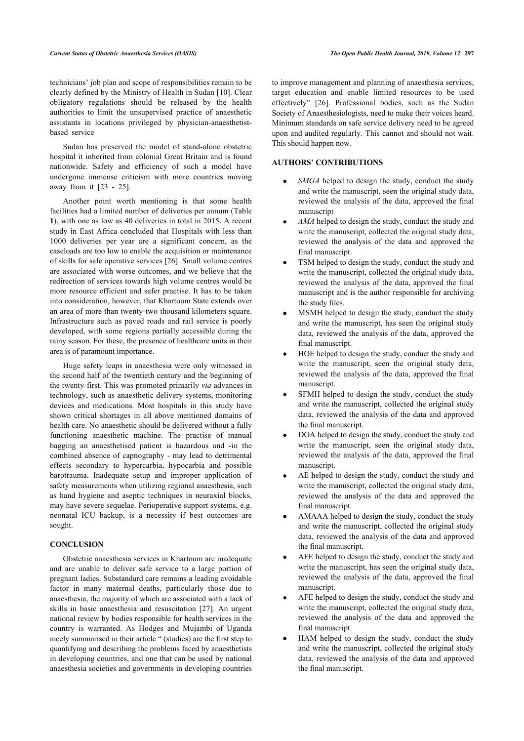technicians' job plan and scope of responsibilities remain to be clearly defined by the Ministry of Health in Sudan [10]. Clear obligatory regulations should be released by the health authorities to limit the unsupervised practice of anaesthetic assistants in locations privileged by physician-anaesthetist-based service

Sudan has preserved the model of stand-alone obstetric hospital it inherited from colonial Great Britain and is found nationwide. Safety and efficiency of such a model have undergone immense criticism with more countries moving away from it [23 - 25].

Another point worth mentioning is that some health facilities had a limited number of deliveries per annum (Table **1**), with one as low as 40 deliveries in total in 2015. A recent study in East Africa concluded that Hospitals with less than 1000 deliveries per year are a significant concern, as the caseloads are too low to enable the acquisition or maintenance of skills for safe operative services [26]. Small volume centres are associated with worse outcomes, and we believe that the redirection of services towards high volume centres would be more resource efficient and safer practise. It has to be taken into consideration, however, that Khartoum State extends over an area of more than twenty-two thousand kilometers square. Infrastructure such as paved roads and rail service is poorly developed, with some regions partially accessible during the rainy season. For these, the presence of healthcare units in their area is of paramount importance.

Huge safety leaps in anaesthesia were only witnessed in the second half of the twentieth century and the beginning of the twenty-first. This was promoted primarily *via* advances in technology, such as anaesthetic delivery systems, monitoring devices and medications. Most hospitals in this study have shown critical shortages in all above mentioned domains of health care. No anaesthetic should be delivered without a fully functioning anaesthetic machine. The practise of manual bagging an anaesthetised patient is hazardous and -in the combined absence of capnography - may lead to detrimental effects secondary to hypercarbia, hypocarbia and possible barotrauma. Inadequate setup and improper application of safety measurements when utilizing regional anaesthesia, such as hand hygiene and aseptic techniques in neuraxial blocks, may have severe sequelae. Perioperative support systems, e.g. neonatal ICU backup, is a necessity if best outcomes are sought.

## CONCLUSION

Obstetric anaesthesia services in Khartoum are inadequate and are unable to deliver safe service to a large portion of pregnant ladies. Substandard care remains a leading avoidable factor in many maternal deaths, particularly those due to anaesthesia, the majority of which are associated with a lack of skills in basic anaesthesia and resuscitation [27]. An urgent national review by bodies responsible for health services in the country is warranted. As Hodges and Mujambi of Uganda nicely summarised in their article " (studies) are the first step to quantifying and describing the problems faced by anaesthetists in developing countries, and one that can be used by national anaesthesia societies and governments in developing countries to improve management and planning of anaesthesia services, target education and enable limited resources to be used effectively" [26]. Professional bodies, such as the Sudan Society of Anaesthesiologists, need to make their voices heard. Minimum standards on safe service delivery need to be agreed upon and audited regularly. This cannot and should not wait. This should happen now.

## AUTHORS' CONTRIBUTIONS

- *SMGA* helped to design the study, conduct the study and write the manuscript, seen the original study data, reviewed the analysis of the data, approved the final manuscript
- *AMA* helped to design the study, conduct the study and write the manuscript, collected the original study data, reviewed the analysis of the data and approved the final manuscript.
- TSM helped to design the study, conduct the study and write the manuscript, collected the original study data, reviewed the analysis of the data, approved the final manuscript and is the author responsible for archiving the study files.
- MSMH helped to design the study, conduct the study and write the manuscript, has seen the original study data, reviewed the analysis of the data, approved the final manuscript.
- HOE helped to design the study, conduct the study and write the manuscript, seen the original study data, reviewed the analysis of the data, approved the final manuscript.
- SFMH helped to design the study, conduct the study and write the manuscript, collected the original study data, reviewed the analysis of the data and approved the final manuscript.
- DOA helped to design the study, conduct the study and write the manuscript, seen the original study data, reviewed the analysis of the data, approved the final manuscript.
- AE helped to design the study, conduct the study and write the manuscript, collected the original study data, reviewed the analysis of the data and approved the final manuscript.
- AMAAA helped to design the study, conduct the study and write the manuscript, collected the original study data, reviewed the analysis of the data and approved the final manuscript.
- AFE helped to design the study, conduct the study and write the manuscript, has seen the original study data, reviewed the analysis of the data, approved the final manuscript.
- AFE helped to design the study, conduct the study and write the manuscript, collected the original study data, reviewed the analysis of the data and approved the final manuscript.
- HAM helped to design the study, conduct the study and write the manuscript, collected the original study data, reviewed the analysis of the data and approved the final manuscript.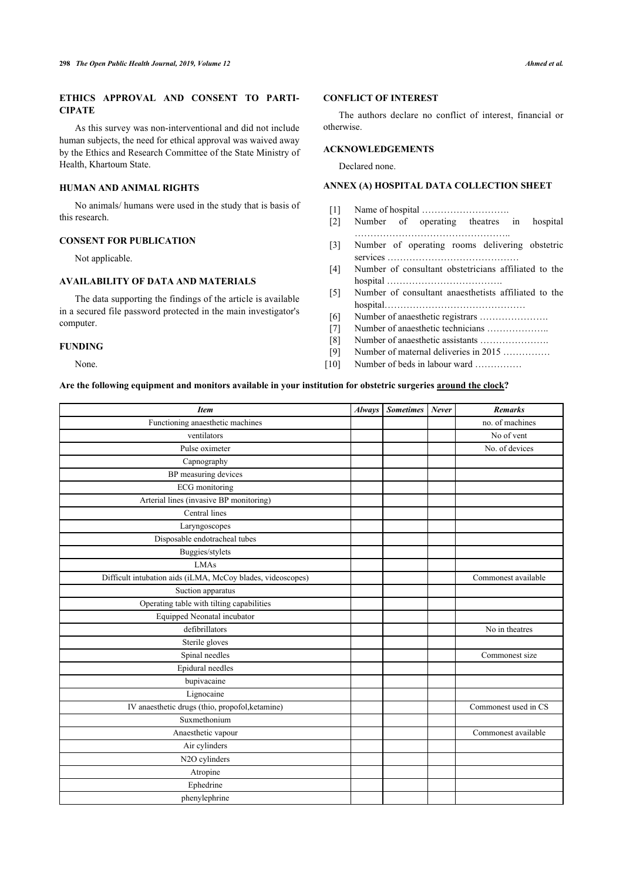## ETHICS APPROVAL AND CONSENT TO PARTICIPATE

As this survey was non-interventional and did not include human subjects, the need for ethical approval was waived away by the Ethics and Research Committee of the State Ministry of Health, Khartoum State.

## HUMAN AND ANIMAL RIGHTS

No animals/ humans were used in the study that is basis of this research.

## CONSENT FOR PUBLICATION

Not applicable.

## AVAILABILITY OF DATA AND MATERIALS

The data supporting the findings of the article is available in a secured file password protected in the main investigator's computer.

## FUNDING

None.

## CONFLICT OF INTEREST

The authors declare no conflict of interest, financial or otherwise.

## ACKNOWLEDGEMENTS

Declared none.

## ANNEX (A) HOSPITAL DATA COLLECTION SHEET

[1] Name of hospital ……………………….

[2] Number of operating theatres in hospital …………………………………………..

[3] Number of operating rooms delivering obstetric services ……………………………………

[4] Number of consultant obstetricians affiliated to the hospital ……………………………….

[5] Number of consultant anaesthetists affiliated to the hospital………………………………………

[6] Number of anaesthetic registrars ………………….

[7] Number of anaesthetic technicians ………………..

[8] Number of anaesthetic assistants ………………….

[9] Number of maternal deliveries in 2015 ……………

[10] Number of beds in labour ward ……………

**Are the following equipment and monitors available in your institution for obstetric surgeries around the clock?**

| *Item* | *Always* | *Sometimes* | *Never* | *Remarks* |
|---|---|---|---|---|
| Functioning anaesthetic machines | | | | no. of machines |
| ventilators | | | | No of vent |
| Pulse oximeter | | | | No. of devices |
| Capnography | | | | |
| BP measuring devices | | | | |
| ECG monitoring | | | | |
| Arterial lines (invasive BP monitoring) | | | | |
| Central lines | | | | |
| Laryngoscopes | | | | |
| Disposable endotracheal tubes | | | | |
| Buggies/stylets | | | | |
| LMAs | | | | |
| Difficult intubation aids (iLMA, McCoy blades, videoscopes) | | | | Commonest available |
| Suction apparatus | | | | |
| Operating table with tilting capabilities | | | | |
| Equipped Neonatal incubator | | | | |
| defibrillators | | | | No in theatres |
| Sterile gloves | | | | |
| Spinal needles | | | | Commonest size |
| Epidural needles | | | | |
| bupivacaine | | | | |
| Lignocaine | | | | |
| IV anaesthetic drugs (thio, propofol,ketamine) | | | | Commonest used in CS |
| Suxmethonium | | | | |
| Anaesthetic vapour | | | | Commonest available |
| Air cylinders | | | | |
| N2O cylinders | | | | |
| Atropine | | | | |
| Ephedrine | | | | |
| phenylephrine | | | | |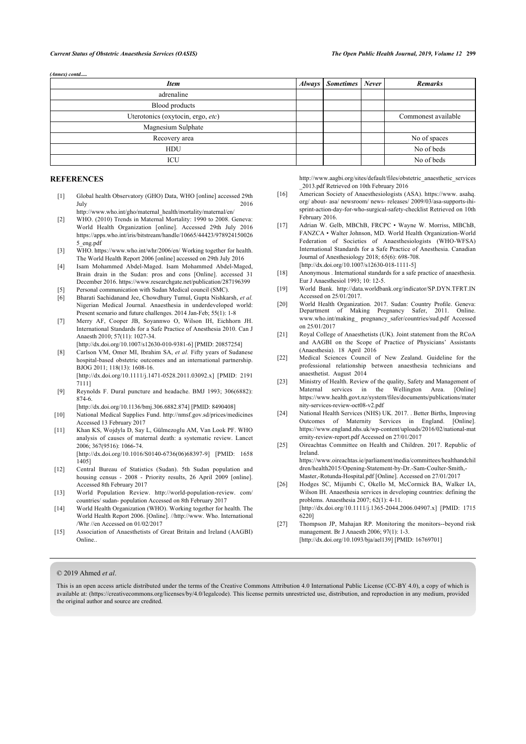*(Annex) contd.....*

| *Item* | *Always* | *Sometimes* | *Never* | *Remarks* |
|---|---|---|---|---|
| adrenaline | | | | |
| Blood products | | | | |
| Uterotonics (oxytocin, ergo, *etc*) | | | | Commonest available |
| Magnesium Sulphate | | | | |
| Recovery area | | | | No of spaces |
| HDU | | | | No of beds |
| ICU | | | | No of beds |

## REFERENCES

[1] Global health Observatory (GHO) Data, WHO [online] accessed 29th July 2016 http://www.who.int/gho/maternal_health/mortality/maternal/en/

[2] WHO. (2010) Trends in Maternal Mortality: 1990 to 2008. Geneva: World Health Organization [online]. Accessed 29th July 2016 https://apps.who.int/iris/bitstream/handle/10665/44423/9789241500265_eng.pdf

[3] WHO. https://www.who.int/whr/2006/en/ Working together for health. The World Health Report 2006 [online] accessed on 29th July 2016

[4] Isam Mohammed Abdel-Maged. Isam Mohammed Abdel-Maged, Brain drain in the Sudan: pros and cons [Online]. accessed 31 December 2016. https://www.researchgate.net/publication/287196399

[5] Personal communication with Sudan Medical council (SMC).

[6] Bharati Sachidanand Jee, Chowdhury Tumul, Gupta Nishkarsh, *et al.* Nigerian Medical Journal. Anaesthesia in underdeveloped world: Present scenario and future challenges. 2014 Jan-Feb; 55(1): 1-8

[7] Merry AF, Cooper JB, Soyannwo O, Wilson IH, Eichhorn JH. International Standards for a Safe Practice of Anesthesia 2010. Can J Anaesth 2010; 57(11): 1027-34. [http://dx.doi.org/10.1007/s12630-010-9381-6] [PMID: 20857254]

[8] Carlson VM, Omer MI, Ibrahim SA, *et al.* Fifty years of Sudanese hospital-based obstetric outcomes and an international partnership. BJOG 2011; 118(13): 1608-16. [http://dx.doi.org/10.1111/j.1471-0528.2011.03092.x] [PMID: 21917111]

[9] Reynolds F. Dural puncture and headache. BMJ 1993; 306(6882): 874-6. [http://dx.doi.org/10.1136/bmj.306.6882.874] [PMID: 8490408]

[10] National Medical Supplies Fund. http://nmsf.gov.sd/prices/medicines Accessed 13 February 2017

[11] Khan KS, Wojdyla D, Say L, Gülmezoglu AM, Van Look PF. WHO analysis of causes of maternal death: a systematic review. Lancet 2006; 367(9516): 1066-74. [http://dx.doi.org/10.1016/S0140-6736(06)68397-9] [PMID: 16581405]

[12] Central Bureau of Statistics (Sudan). 5th Sudan population and housing census - 2008 - Priority results, 26 April 2009 [online]. Accessed 8th February 2017

[13] World Population Review. http://world-population-review. com/ countries/ sudan- population Accessed on 8th February 2017

[14] World Health Organization (WHO). Working together for health. The World Health Report 2006. [Online]. //http://www. Who. International /Whr //en Accessed on 01/02/2017

[15] Association of Anaesthetists of Great Britain and Ireland (AAGBI) Online.. http://www.aagbi.org/sites/default/files/obstetric_anaesthetic_services_2013.pdf Retrieved on 10th February 2016

[16] American Society of Anaesthesiologists (ASA). https://www. asahq. org/ about- asa/ newsroom/ news- releases/ 2009/03/asa-supports-ihi-sprint-action-day-for-who-surgical-safety-checklist Retrieved on 10th February 2016.

[17] Adrian W. Gelb, MBChB, FRCPC • Wayne W. Morriss, MBChB, FANZCA • Walter Johnson, MD. World Health Organization-World Federation of Societies of Anaesthesiologists (WHO-WFSA) International Standards for a Safe Practice of Anesthesia. Canadian Journal of Anesthesiology 2018; 65(6): 698-708. [http://dx.doi.org/10.1007/s12630-018-1111-5]

[18] Anonymous . International standards for a safe practice of anaesthesia. Eur J Anaesthesiol 1993; 10: 12-5.

[19] World Bank. http://data.worldbank.org/indicator/SP.DYN.TFRT.IN Accessed on 25/01/2017.

[20] World Health Organization. 2017. Sudan: Country Profile. Geneva: Department of Making Pregnancy Safer, 2011. Online. www.who.int/making_ pregnancy_safer/countries/sud.pdf Accessed on 25/01/2017

[21] Royal College of Anaesthetists (UK). Joint statement from the RCoA and AAGBI on the Scope of Practice of Physicians' Assistants (Anaesthesia). 18 April 2016

[22] Medical Sciences Council of New Zealand. Guideline for the professional relationship between anaesthesia technicians and anaesthetist. August 2014

[23] Ministry of Health. Review of the quality, Safety and Management of Maternal services in the Wellington Area. [Online] https://www.health.govt.nz/system/files/documents/publications/maternity-services-review-oct08-v2.pdf

[24] National Health Services (NHS) UK. 2017. . Better Births, Improving Outcomes of Maternity Services in England. [Online]. https://www.england.nhs.uk/wp-content/uploads/2016/02/national-maternity-review-report.pdf Accessed on 27/01/2017

[25] Oireachtas Committee on Health and Children. 2017. Republic of Ireland. https://www.oireachtas.ie/parliament/media/committees/healthandchildren/health2015/Opening-Statement-by-Dr.-Sam-Coulter-Smith,-Master,-Rotunda-Hospital.pdf [Online]. Accessed on 27/01/2017

[26] Hodges SC, Mijumbi C, Okello M, McCormick BA, Walker IA, Wilson IH. Anaesthesia services in developing countries: defining the problems. Anaesthesia 2007; 62(1): 4-11. [http://dx.doi.org/10.1111/j.1365-2044.2006.04907.x] [PMID: 17156220]

[27] Thompson JP, Mahajan RP. Monitoring the monitors--beyond risk management. Br J Anaesth 2006; 97(1): 1-3. [http://dx.doi.org/10.1093/bja/ael139] [PMID: 16769701]

© 2019 Ahmed *et al*.

This is an open access article distributed under the terms of the Creative Commons Attribution 4.0 International Public License (CC-BY 4.0), a copy of which is available at: (https://creativecommons.org/licenses/by/4.0/legalcode). This license permits unrestricted use, distribution, and reproduction in any medium, provided the original author and source are credited.